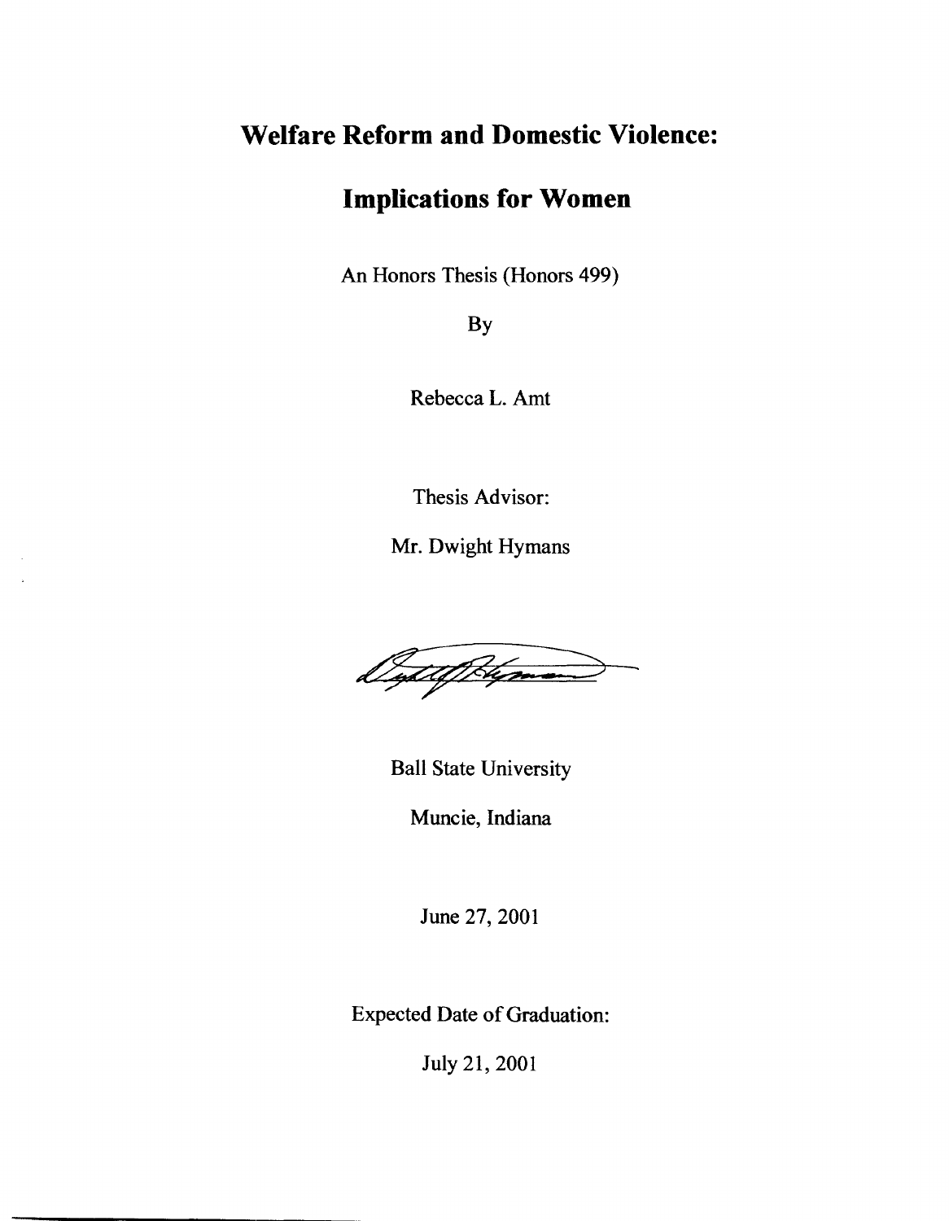# Welfare Reform and Domestic Violence:

# Implications for Women

An Honors Thesis (Honors 499)

By

Rebecca L. Amt

Thesis Advisor:

Mr. Dwight Hymans

Ball State University

Muncie, Indiana

June 27, 2001

Expected Date of Graduation:

July 21, 2001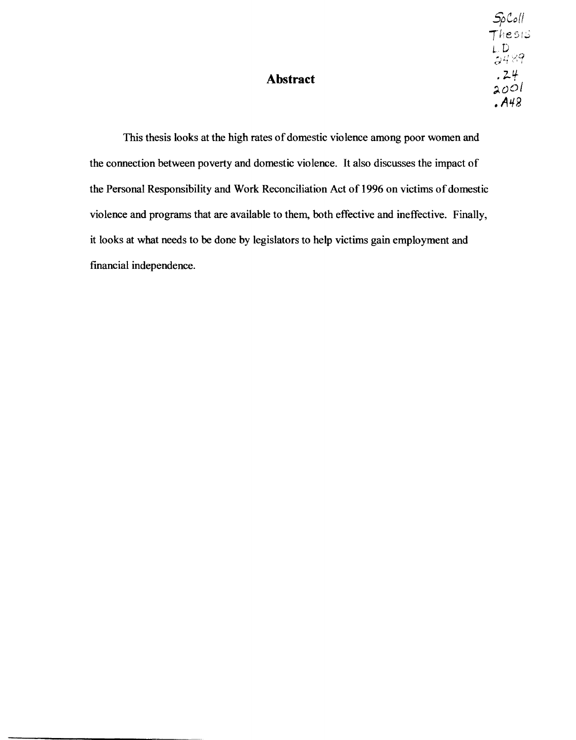SpColl
Thesis
LD
2489
.Z4
2001
.A48

# Abstract

This thesis looks at the high rates of domestic violence among poor women and the connection between poverty and domestic violence. It also discusses the impact of the Personal Responsibility and Work Reconciliation Act of 1996 on victims of domestic violence and programs that are available to them, both effective and ineffective. Finally, it looks at what needs to be done by legislators to help victims gain employment and financial independence.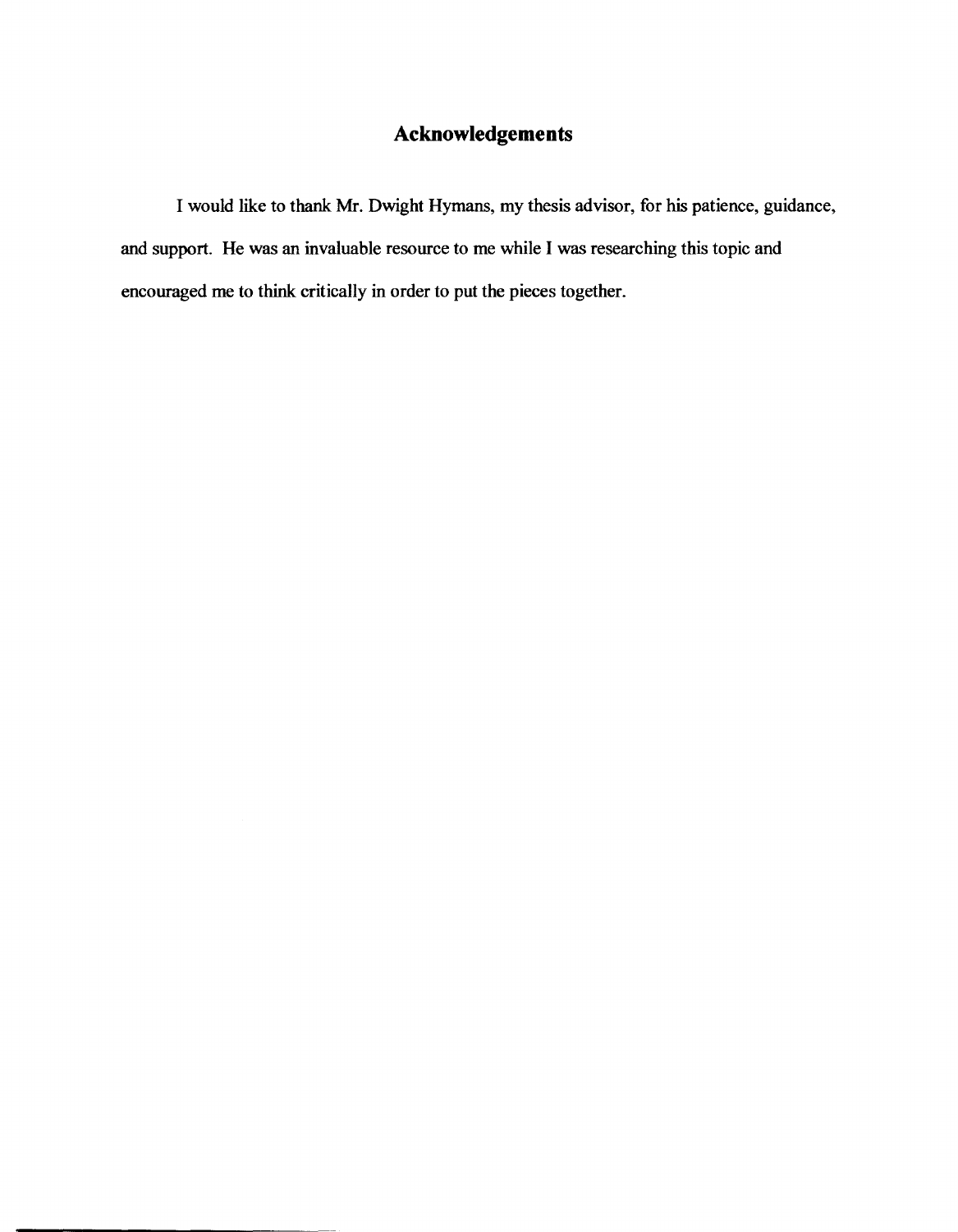# Acknowledgements

I would like to thank Mr. Dwight Hymans, my thesis advisor, for his patience, guidance, and support. He was an invaluable resource to me while I was researching this topic and encouraged me to think critically in order to put the pieces together.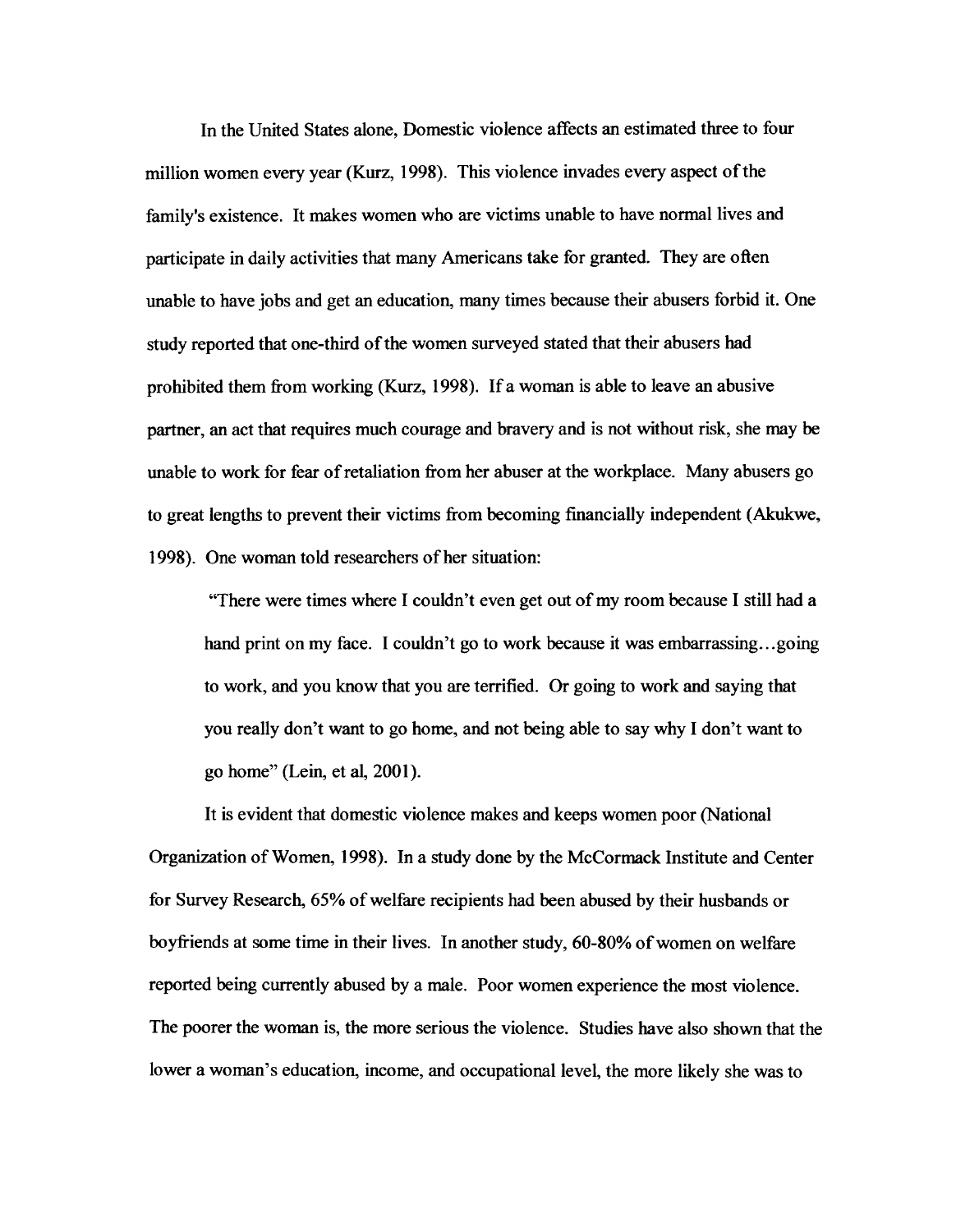In the United States alone, Domestic violence affects an estimated three to four million women every year (Kurz, 1998). This violence invades every aspect of the family's existence. It makes women who are victims unable to have normal lives and participate in daily activities that many Americans take for granted. They are often unable to have jobs and get an education, many times because their abusers forbid it. One study reported that one-third of the women surveyed stated that their abusers had prohibited them from working (Kurz, 1998). If a woman is able to leave an abusive partner, an act that requires much courage and bravery and is not without risk, she may be unable to work for fear of retaliation from her abuser at the workplace. Many abusers go to great lengths to prevent their victims from becoming financially independent (Akukwe, 1998). One woman told researchers of her situation:

> "There were times where I couldn't even get out of my room because I still had a hand print on my face. I couldn't go to work because it was embarrassing…going to work, and you know that you are terrified. Or going to work and saying that you really don't want to go home, and not being able to say why I don't want to go home" (Lein, et al, 2001).

It is evident that domestic violence makes and keeps women poor (National Organization of Women, 1998). In a study done by the McCormack Institute and Center for Survey Research, 65% of welfare recipients had been abused by their husbands or boyfriends at some time in their lives. In another study, 60-80% of women on welfare reported being currently abused by a male. Poor women experience the most violence. The poorer the woman is, the more serious the violence. Studies have also shown that the lower a woman's education, income, and occupational level, the more likely she was to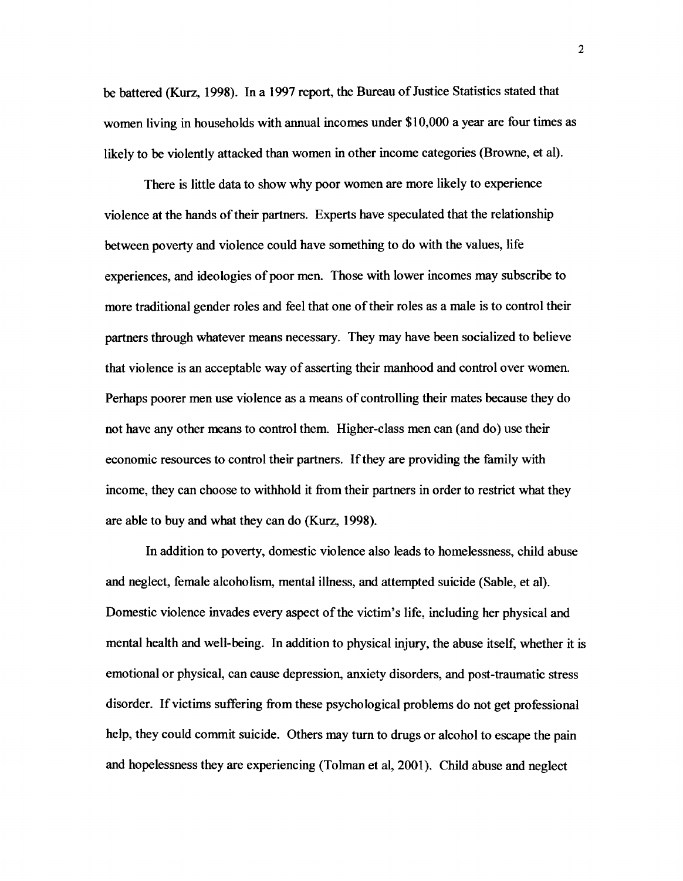be battered (Kurz, 1998). In a 1997 report, the Bureau of Justice Statistics stated that women living in households with annual incomes under $10,000 a year are four times as likely to be violently attacked than women in other income categories (Browne, et al).

There is little data to show why poor women are more likely to experience violence at the hands of their partners. Experts have speculated that the relationship between poverty and violence could have something to do with the values, life experiences, and ideologies of poor men. Those with lower incomes may subscribe to more traditional gender roles and feel that one of their roles as a male is to control their partners through whatever means necessary. They may have been socialized to believe that violence is an acceptable way of asserting their manhood and control over women. Perhaps poorer men use violence as a means of controlling their mates because they do not have any other means to control them. Higher-class men can (and do) use their economic resources to control their partners. If they are providing the family with income, they can choose to withhold it from their partners in order to restrict what they are able to buy and what they can do (Kurz, 1998).

In addition to poverty, domestic violence also leads to homelessness, child abuse and neglect, female alcoholism, mental illness, and attempted suicide (Sable, et al). Domestic violence invades every aspect of the victim's life, including her physical and mental health and well-being. In addition to physical injury, the abuse itself, whether it is emotional or physical, can cause depression, anxiety disorders, and post-traumatic stress disorder. If victims suffering from these psychological problems do not get professional help, they could commit suicide. Others may turn to drugs or alcohol to escape the pain and hopelessness they are experiencing (Tolman et al, 2001). Child abuse and neglect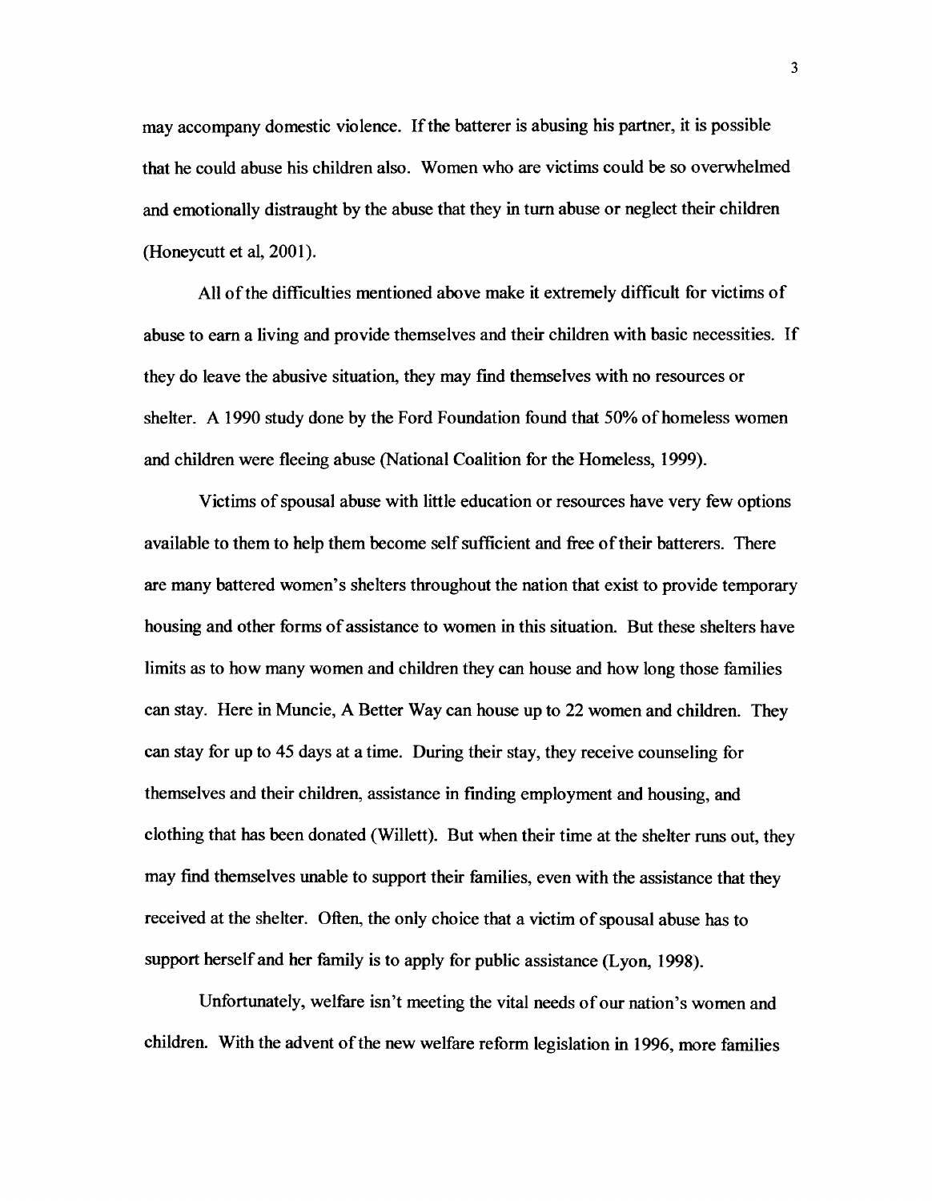may accompany domestic violence. If the batterer is abusing his partner, it is possible that he could abuse his children also. Women who are victims could be so overwhelmed and emotionally distraught by the abuse that they in turn abuse or neglect their children (Honeycutt et al, 2001).

All of the difficulties mentioned above make it extremely difficult for victims of abuse to earn a living and provide themselves and their children with basic necessities. If they do leave the abusive situation, they may find themselves with no resources or shelter. A 1990 study done by the Ford Foundation found that 50% of homeless women and children were fleeing abuse (National Coalition for the Homeless, 1999).

Victims of spousal abuse with little education or resources have very few options available to them to help them become self sufficient and free of their batterers. There are many battered women's shelters throughout the nation that exist to provide temporary housing and other forms of assistance to women in this situation. But these shelters have limits as to how many women and children they can house and how long those families can stay. Here in Muncie, A Better Way can house up to 22 women and children. They can stay for up to 45 days at a time. During their stay, they receive counseling for themselves and their children, assistance in finding employment and housing, and clothing that has been donated (Willett). But when their time at the shelter runs out, they may find themselves unable to support their families, even with the assistance that they received at the shelter. Often, the only choice that a victim of spousal abuse has to support herself and her family is to apply for public assistance (Lyon, 1998).

Unfortunately, welfare isn't meeting the vital needs of our nation's women and children. With the advent of the new welfare reform legislation in 1996, more families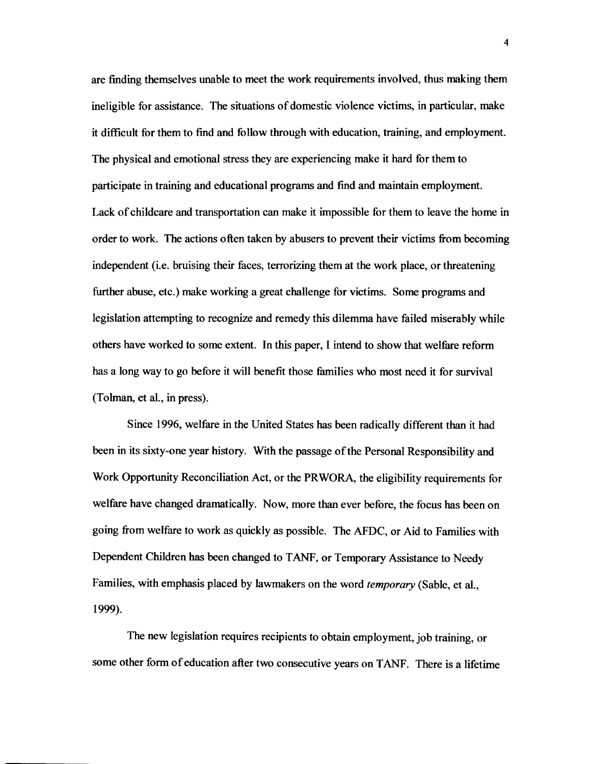are finding themselves unable to meet the work requirements involved, thus making them ineligible for assistance. The situations of domestic violence victims, in particular, make it difficult for them to find and follow through with education, training, and employment. The physical and emotional stress they are experiencing make it hard for them to participate in training and educational programs and find and maintain employment. Lack of childcare and transportation can make it impossible for them to leave the home in order to work. The actions often taken by abusers to prevent their victims from becoming independent (i.e. bruising their faces, terrorizing them at the work place, or threatening further abuse, etc.) make working a great challenge for victims. Some programs and legislation attempting to recognize and remedy this dilemma have failed miserably while others have worked to some extent. In this paper, I intend to show that welfare reform has a long way to go before it will benefit those families who most need it for survival (Tolman, et al., in press).

Since 1996, welfare in the United States has been radically different than it had been in its sixty-one year history. With the passage of the Personal Responsibility and Work Opportunity Reconciliation Act, or the PRWORA, the eligibility requirements for welfare have changed dramatically. Now, more than ever before, the focus has been on going from welfare to work as quickly as possible. The AFDC, or Aid to Families with Dependent Children has been changed to TANF, or Temporary Assistance to Needy Families, with emphasis placed by lawmakers on the word *temporary* (Sable, et al., 1999).

The new legislation requires recipients to obtain employment, job training, or some other form of education after two consecutive years on TANF. There is a lifetime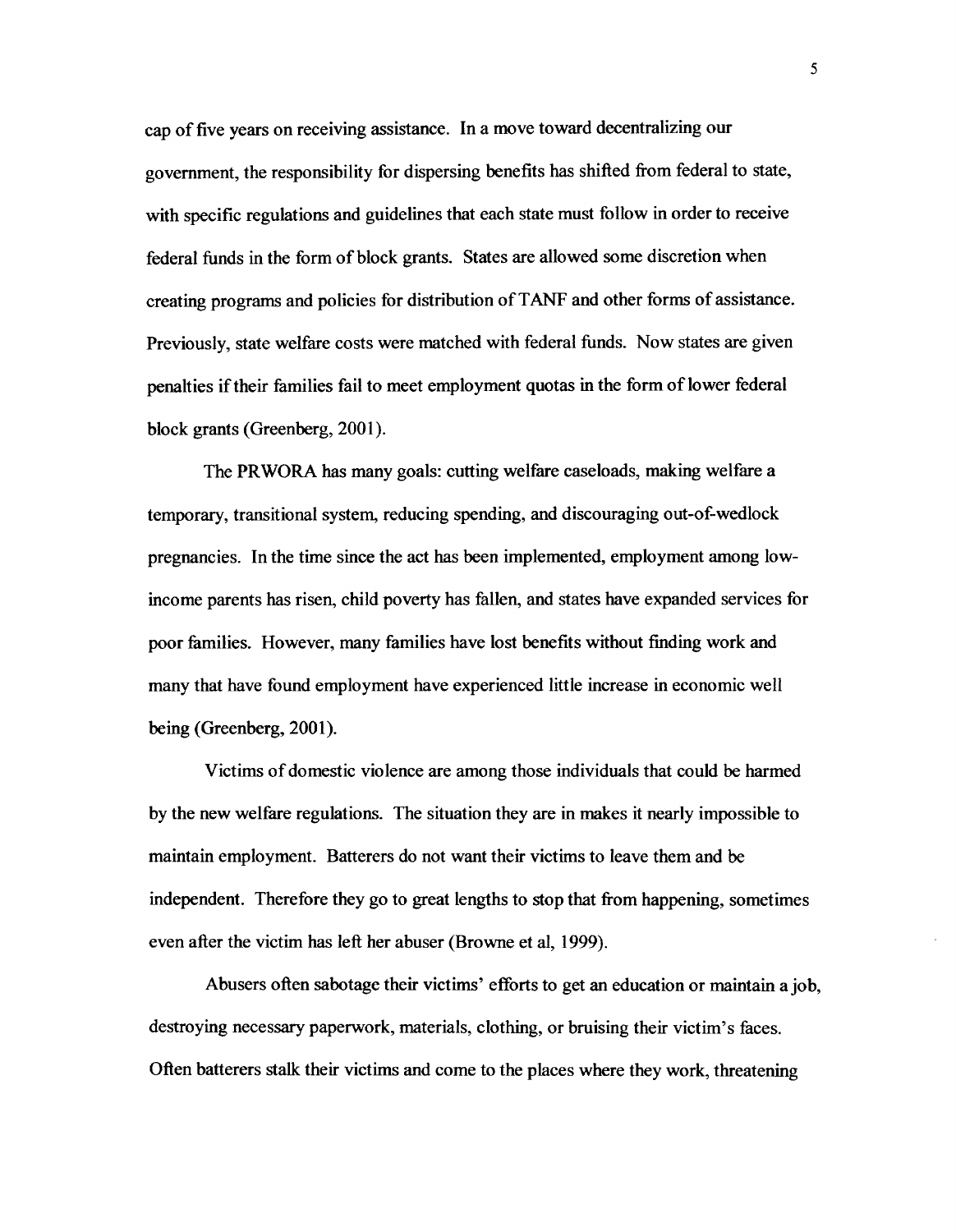cap of five years on receiving assistance. In a move toward decentralizing our government, the responsibility for dispersing benefits has shifted from federal to state, with specific regulations and guidelines that each state must follow in order to receive federal funds in the form of block grants. States are allowed some discretion when creating programs and policies for distribution of TANF and other forms of assistance. Previously, state welfare costs were matched with federal funds. Now states are given penalties if their families fail to meet employment quotas in the form of lower federal block grants (Greenberg, 2001).

The PRWORA has many goals: cutting welfare caseloads, making welfare a temporary, transitional system, reducing spending, and discouraging out-of-wedlock pregnancies. In the time since the act has been implemented, employment among low-income parents has risen, child poverty has fallen, and states have expanded services for poor families. However, many families have lost benefits without finding work and many that have found employment have experienced little increase in economic well being (Greenberg, 2001).

Victims of domestic violence are among those individuals that could be harmed by the new welfare regulations. The situation they are in makes it nearly impossible to maintain employment. Batterers do not want their victims to leave them and be independent. Therefore they go to great lengths to stop that from happening, sometimes even after the victim has left her abuser (Browne et al, 1999).

Abusers often sabotage their victims' efforts to get an education or maintain a job, destroying necessary paperwork, materials, clothing, or bruising their victim's faces. Often batterers stalk their victims and come to the places where they work, threatening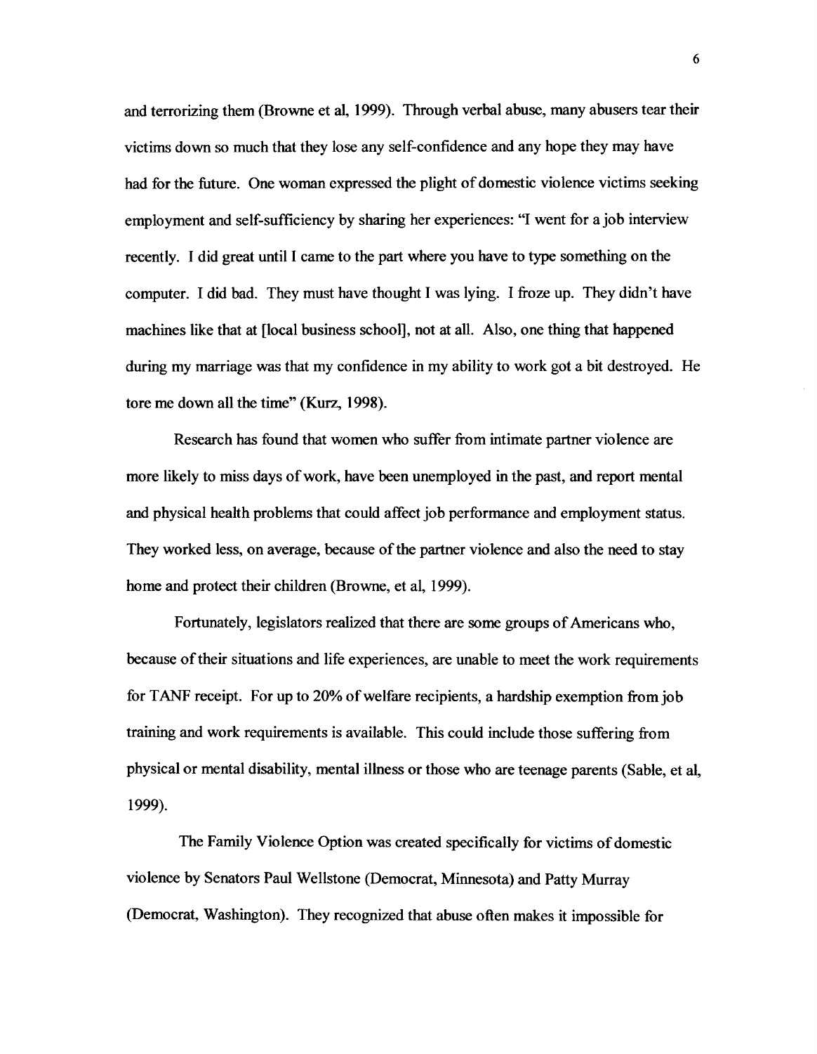and terrorizing them (Browne et al, 1999). Through verbal abuse, many abusers tear their victims down so much that they lose any self-confidence and any hope they may have had for the future. One woman expressed the plight of domestic violence victims seeking employment and self-sufficiency by sharing her experiences: "I went for a job interview recently. I did great until I came to the part where you have to type something on the computer. I did bad. They must have thought I was lying. I froze up. They didn't have machines like that at [local business school], not at all. Also, one thing that happened during my marriage was that my confidence in my ability to work got a bit destroyed. He tore me down all the time" (Kurz, 1998).

Research has found that women who suffer from intimate partner violence are more likely to miss days of work, have been unemployed in the past, and report mental and physical health problems that could affect job performance and employment status. They worked less, on average, because of the partner violence and also the need to stay home and protect their children (Browne, et al, 1999).

Fortunately, legislators realized that there are some groups of Americans who, because of their situations and life experiences, are unable to meet the work requirements for TANF receipt. For up to 20% of welfare recipients, a hardship exemption from job training and work requirements is available. This could include those suffering from physical or mental disability, mental illness or those who are teenage parents (Sable, et al, 1999).

The Family Violence Option was created specifically for victims of domestic violence by Senators Paul Wellstone (Democrat, Minnesota) and Patty Murray (Democrat, Washington). They recognized that abuse often makes it impossible for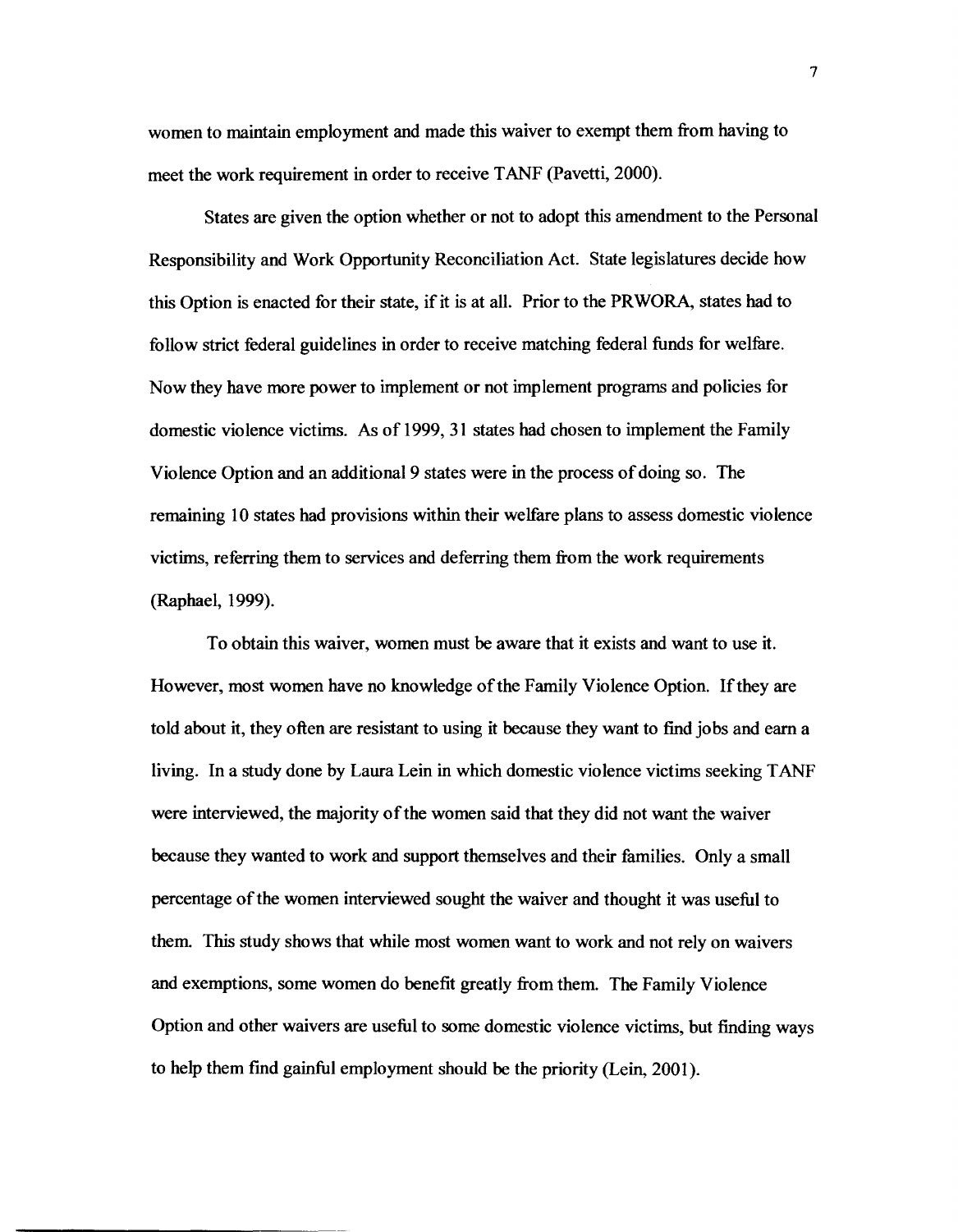women to maintain employment and made this waiver to exempt them from having to meet the work requirement in order to receive TANF (Pavetti, 2000).

States are given the option whether or not to adopt this amendment to the Personal Responsibility and Work Opportunity Reconciliation Act. State legislatures decide how this Option is enacted for their state, if it is at all. Prior to the PRWORA, states had to follow strict federal guidelines in order to receive matching federal funds for welfare. Now they have more power to implement or not implement programs and policies for domestic violence victims. As of 1999, 31 states had chosen to implement the Family Violence Option and an additional 9 states were in the process of doing so. The remaining 10 states had provisions within their welfare plans to assess domestic violence victims, referring them to services and deferring them from the work requirements (Raphael, 1999).

To obtain this waiver, women must be aware that it exists and want to use it. However, most women have no knowledge of the Family Violence Option. If they are told about it, they often are resistant to using it because they want to find jobs and earn a living. In a study done by Laura Lein in which domestic violence victims seeking TANF were interviewed, the majority of the women said that they did not want the waiver because they wanted to work and support themselves and their families. Only a small percentage of the women interviewed sought the waiver and thought it was useful to them. This study shows that while most women want to work and not rely on waivers and exemptions, some women do benefit greatly from them. The Family Violence Option and other waivers are useful to some domestic violence victims, but finding ways to help them find gainful employment should be the priority (Lein, 2001).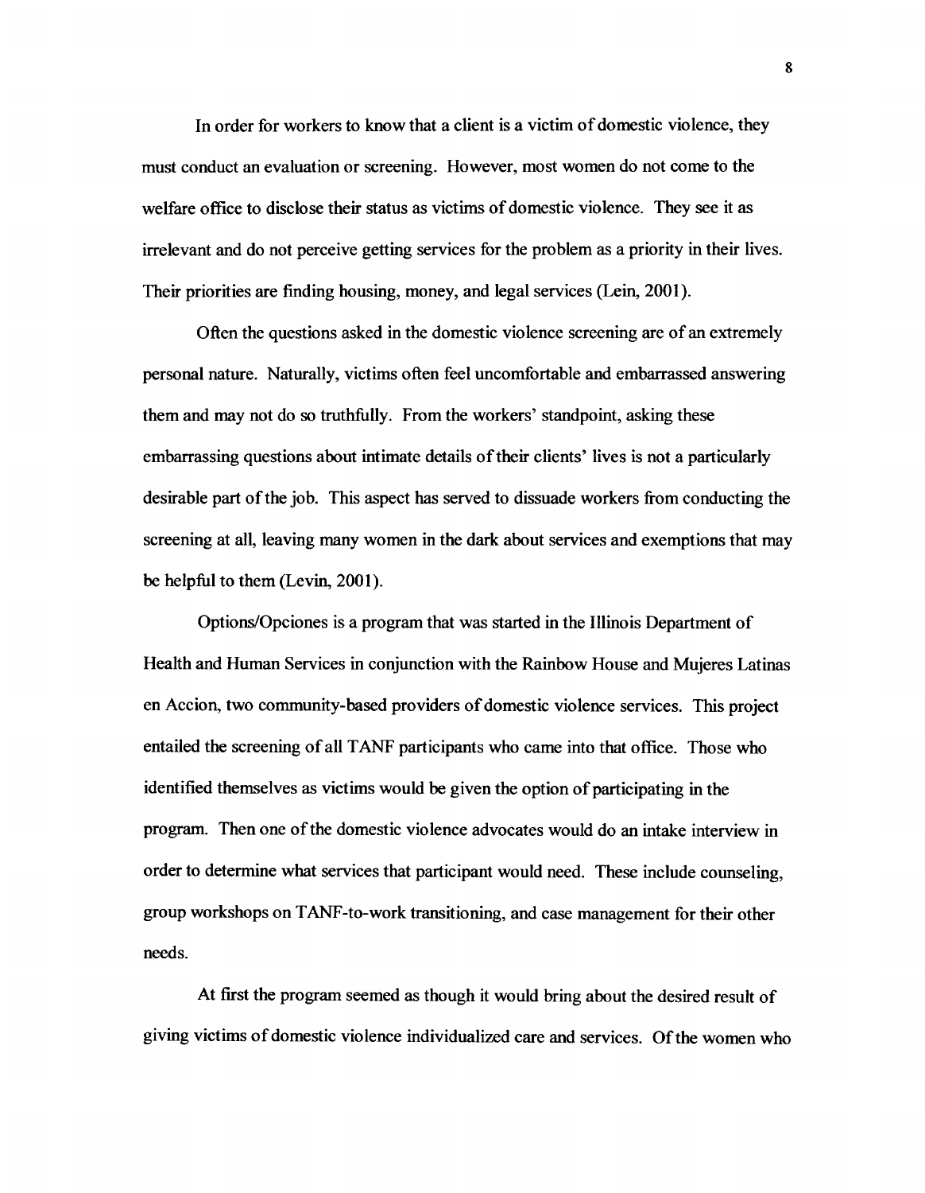In order for workers to know that a client is a victim of domestic violence, they must conduct an evaluation or screening. However, most women do not come to the welfare office to disclose their status as victims of domestic violence. They see it as irrelevant and do not perceive getting services for the problem as a priority in their lives. Their priorities are finding housing, money, and legal services (Lein, 2001).

Often the questions asked in the domestic violence screening are of an extremely personal nature. Naturally, victims often feel uncomfortable and embarrassed answering them and may not do so truthfully. From the workers' standpoint, asking these embarrassing questions about intimate details of their clients' lives is not a particularly desirable part of the job. This aspect has served to dissuade workers from conducting the screening at all, leaving many women in the dark about services and exemptions that may be helpful to them (Levin, 2001).

Options/Opciones is a program that was started in the Illinois Department of Health and Human Services in conjunction with the Rainbow House and Mujeres Latinas en Accion, two community-based providers of domestic violence services. This project entailed the screening of all TANF participants who came into that office. Those who identified themselves as victims would be given the option of participating in the program. Then one of the domestic violence advocates would do an intake interview in order to determine what services that participant would need. These include counseling, group workshops on TANF-to-work transitioning, and case management for their other needs.

At first the program seemed as though it would bring about the desired result of giving victims of domestic violence individualized care and services. Of the women who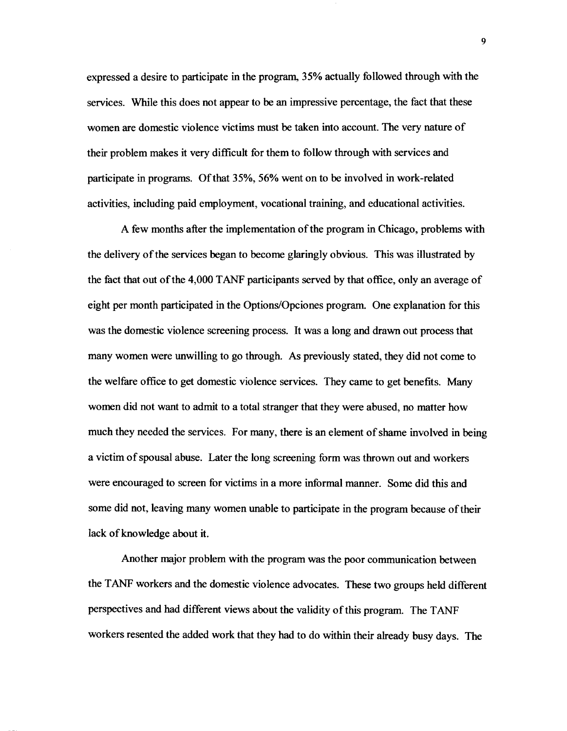expressed a desire to participate in the program, 35% actually followed through with the services. While this does not appear to be an impressive percentage, the fact that these women are domestic violence victims must be taken into account. The very nature of their problem makes it very difficult for them to follow through with services and participate in programs. Of that 35%, 56% went on to be involved in work-related activities, including paid employment, vocational training, and educational activities.

A few months after the implementation of the program in Chicago, problems with the delivery of the services began to become glaringly obvious. This was illustrated by the fact that out of the 4,000 TANF participants served by that office, only an average of eight per month participated in the Options/Opciones program. One explanation for this was the domestic violence screening process. It was a long and drawn out process that many women were unwilling to go through. As previously stated, they did not come to the welfare office to get domestic violence services. They came to get benefits. Many women did not want to admit to a total stranger that they were abused, no matter how much they needed the services. For many, there is an element of shame involved in being a victim of spousal abuse. Later the long screening form was thrown out and workers were encouraged to screen for victims in a more informal manner. Some did this and some did not, leaving many women unable to participate in the program because of their lack of knowledge about it.

Another major problem with the program was the poor communication between the TANF workers and the domestic violence advocates. These two groups held different perspectives and had different views about the validity of this program. The TANF workers resented the added work that they had to do within their already busy days. The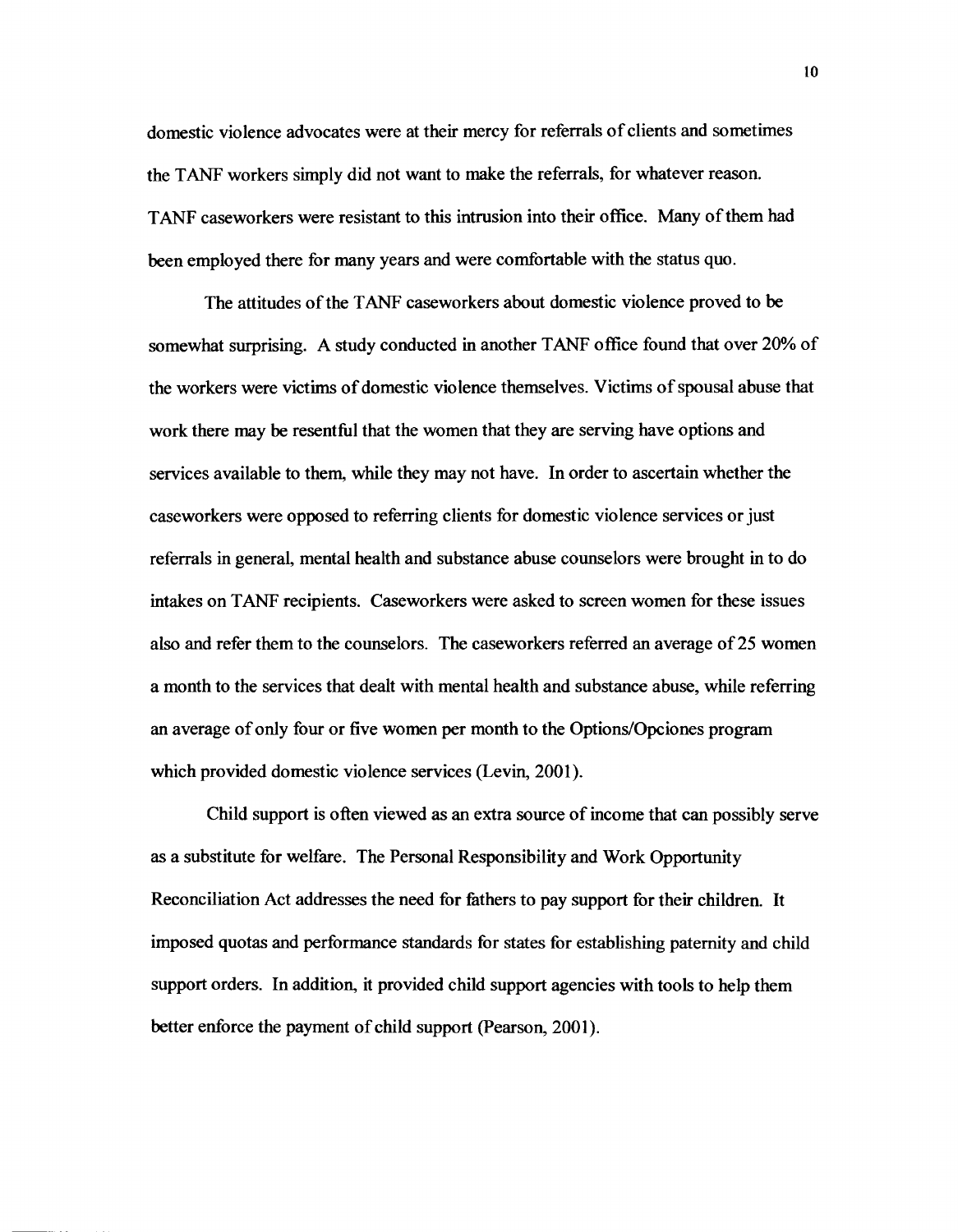domestic violence advocates were at their mercy for referrals of clients and sometimes the TANF workers simply did not want to make the referrals, for whatever reason. TANF caseworkers were resistant to this intrusion into their office. Many of them had been employed there for many years and were comfortable with the status quo.

The attitudes of the TANF caseworkers about domestic violence proved to be somewhat surprising. A study conducted in another TANF office found that over 20% of the workers were victims of domestic violence themselves. Victims of spousal abuse that work there may be resentful that the women that they are serving have options and services available to them, while they may not have. In order to ascertain whether the caseworkers were opposed to referring clients for domestic violence services or just referrals in general, mental health and substance abuse counselors were brought in to do intakes on TANF recipients. Caseworkers were asked to screen women for these issues also and refer them to the counselors. The caseworkers referred an average of 25 women a month to the services that dealt with mental health and substance abuse, while referring an average of only four or five women per month to the Options/Opciones program which provided domestic violence services (Levin, 2001).

Child support is often viewed as an extra source of income that can possibly serve as a substitute for welfare. The Personal Responsibility and Work Opportunity Reconciliation Act addresses the need for fathers to pay support for their children. It imposed quotas and performance standards for states for establishing paternity and child support orders. In addition, it provided child support agencies with tools to help them better enforce the payment of child support (Pearson, 2001).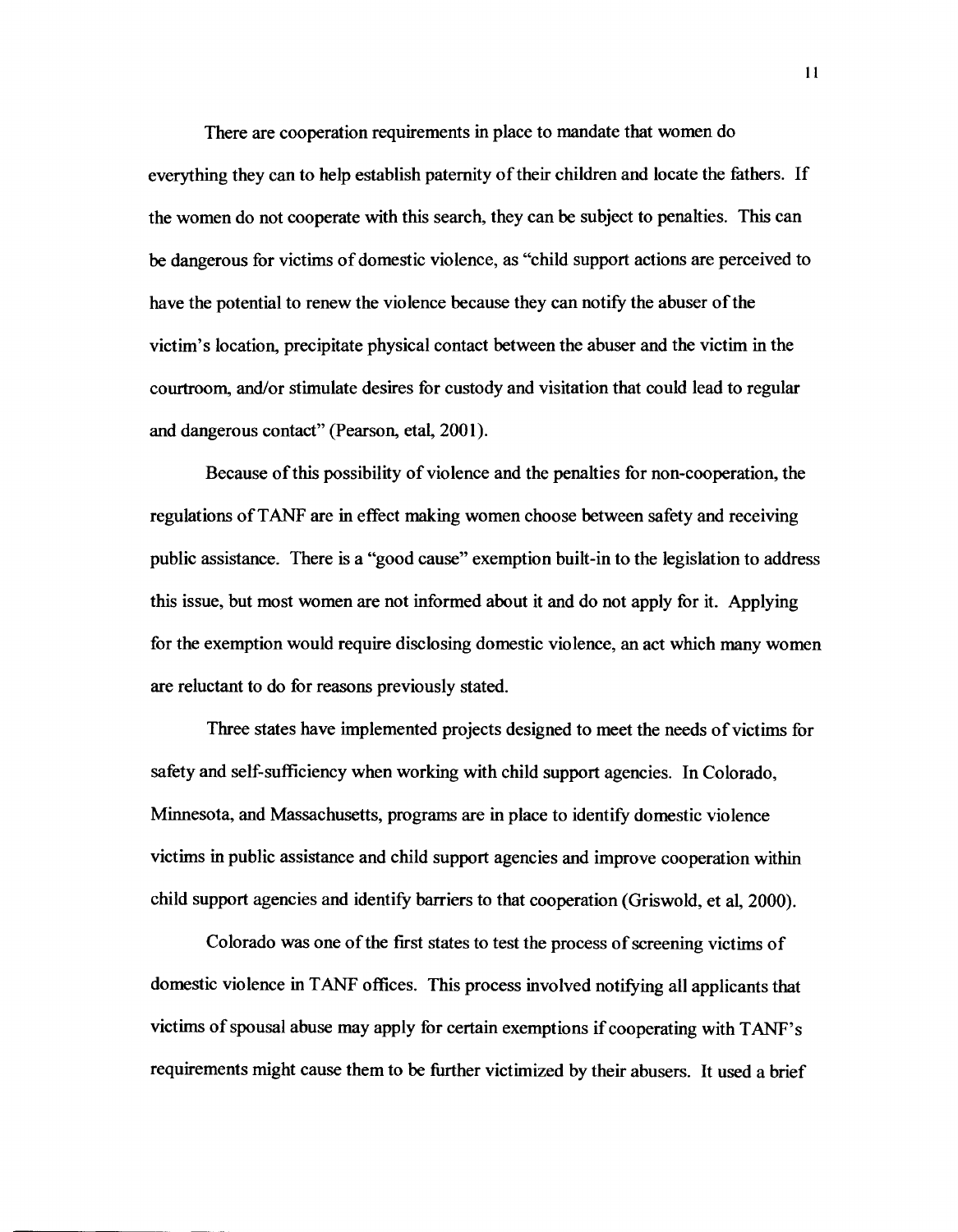There are cooperation requirements in place to mandate that women do everything they can to help establish paternity of their children and locate the fathers. If the women do not cooperate with this search, they can be subject to penalties. This can be dangerous for victims of domestic violence, as "child support actions are perceived to have the potential to renew the violence because they can notify the abuser of the victim's location, precipitate physical contact between the abuser and the victim in the courtroom, and/or stimulate desires for custody and visitation that could lead to regular and dangerous contact" (Pearson, etal, 2001).

Because of this possibility of violence and the penalties for non-cooperation, the regulations of TANF are in effect making women choose between safety and receiving public assistance. There is a "good cause" exemption built-in to the legislation to address this issue, but most women are not informed about it and do not apply for it. Applying for the exemption would require disclosing domestic violence, an act which many women are reluctant to do for reasons previously stated.

Three states have implemented projects designed to meet the needs of victims for safety and self-sufficiency when working with child support agencies. In Colorado, Minnesota, and Massachusetts, programs are in place to identify domestic violence victims in public assistance and child support agencies and improve cooperation within child support agencies and identify barriers to that cooperation (Griswold, et al, 2000).

Colorado was one of the first states to test the process of screening victims of domestic violence in TANF offices. This process involved notifying all applicants that victims of spousal abuse may apply for certain exemptions if cooperating with TANF's requirements might cause them to be further victimized by their abusers. It used a brief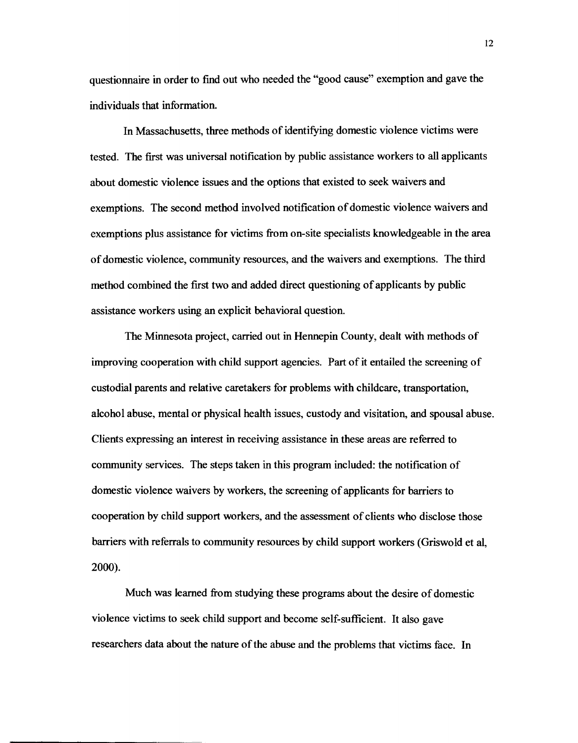questionnaire in order to find out who needed the "good cause" exemption and gave the individuals that information.

In Massachusetts, three methods of identifying domestic violence victims were tested. The first was universal notification by public assistance workers to all applicants about domestic violence issues and the options that existed to seek waivers and exemptions. The second method involved notification of domestic violence waivers and exemptions plus assistance for victims from on-site specialists knowledgeable in the area of domestic violence, community resources, and the waivers and exemptions. The third method combined the first two and added direct questioning of applicants by public assistance workers using an explicit behavioral question.

The Minnesota project, carried out in Hennepin County, dealt with methods of improving cooperation with child support agencies. Part of it entailed the screening of custodial parents and relative caretakers for problems with childcare, transportation, alcohol abuse, mental or physical health issues, custody and visitation, and spousal abuse. Clients expressing an interest in receiving assistance in these areas are referred to community services. The steps taken in this program included: the notification of domestic violence waivers by workers, the screening of applicants for barriers to cooperation by child support workers, and the assessment of clients who disclose those barriers with referrals to community resources by child support workers (Griswold et al, 2000).

Much was learned from studying these programs about the desire of domestic violence victims to seek child support and become self-sufficient. It also gave researchers data about the nature of the abuse and the problems that victims face. In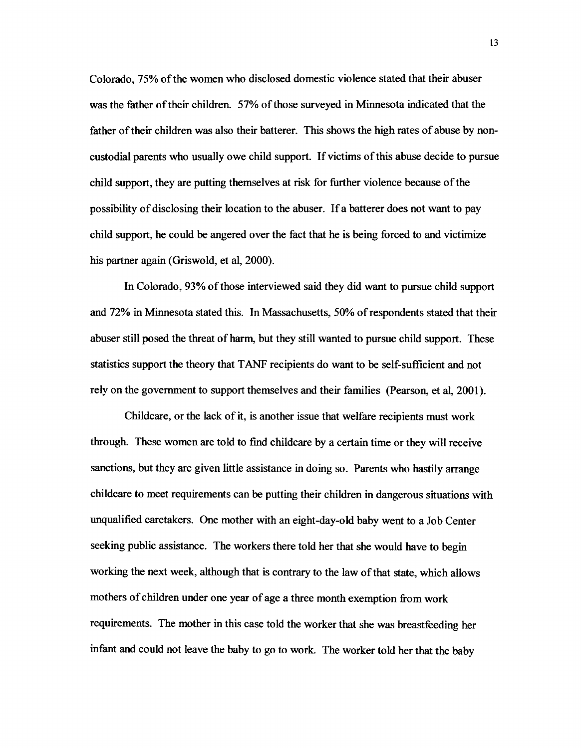Colorado, 75% of the women who disclosed domestic violence stated that their abuser was the father of their children. 57% of those surveyed in Minnesota indicated that the father of their children was also their batterer. This shows the high rates of abuse by non-custodial parents who usually owe child support. If victims of this abuse decide to pursue child support, they are putting themselves at risk for further violence because of the possibility of disclosing their location to the abuser. If a batterer does not want to pay child support, he could be angered over the fact that he is being forced to and victimize his partner again (Griswold, et al, 2000).

In Colorado, 93% of those interviewed said they did want to pursue child support and 72% in Minnesota stated this. In Massachusetts, 50% of respondents stated that their abuser still posed the threat of harm, but they still wanted to pursue child support. These statistics support the theory that TANF recipients do want to be self-sufficient and not rely on the government to support themselves and their families (Pearson, et al, 2001).

Childcare, or the lack of it, is another issue that welfare recipients must work through. These women are told to find childcare by a certain time or they will receive sanctions, but they are given little assistance in doing so. Parents who hastily arrange childcare to meet requirements can be putting their children in dangerous situations with unqualified caretakers. One mother with an eight-day-old baby went to a Job Center seeking public assistance. The workers there told her that she would have to begin working the next week, although that is contrary to the law of that state, which allows mothers of children under one year of age a three month exemption from work requirements. The mother in this case told the worker that she was breastfeeding her infant and could not leave the baby to go to work. The worker told her that the baby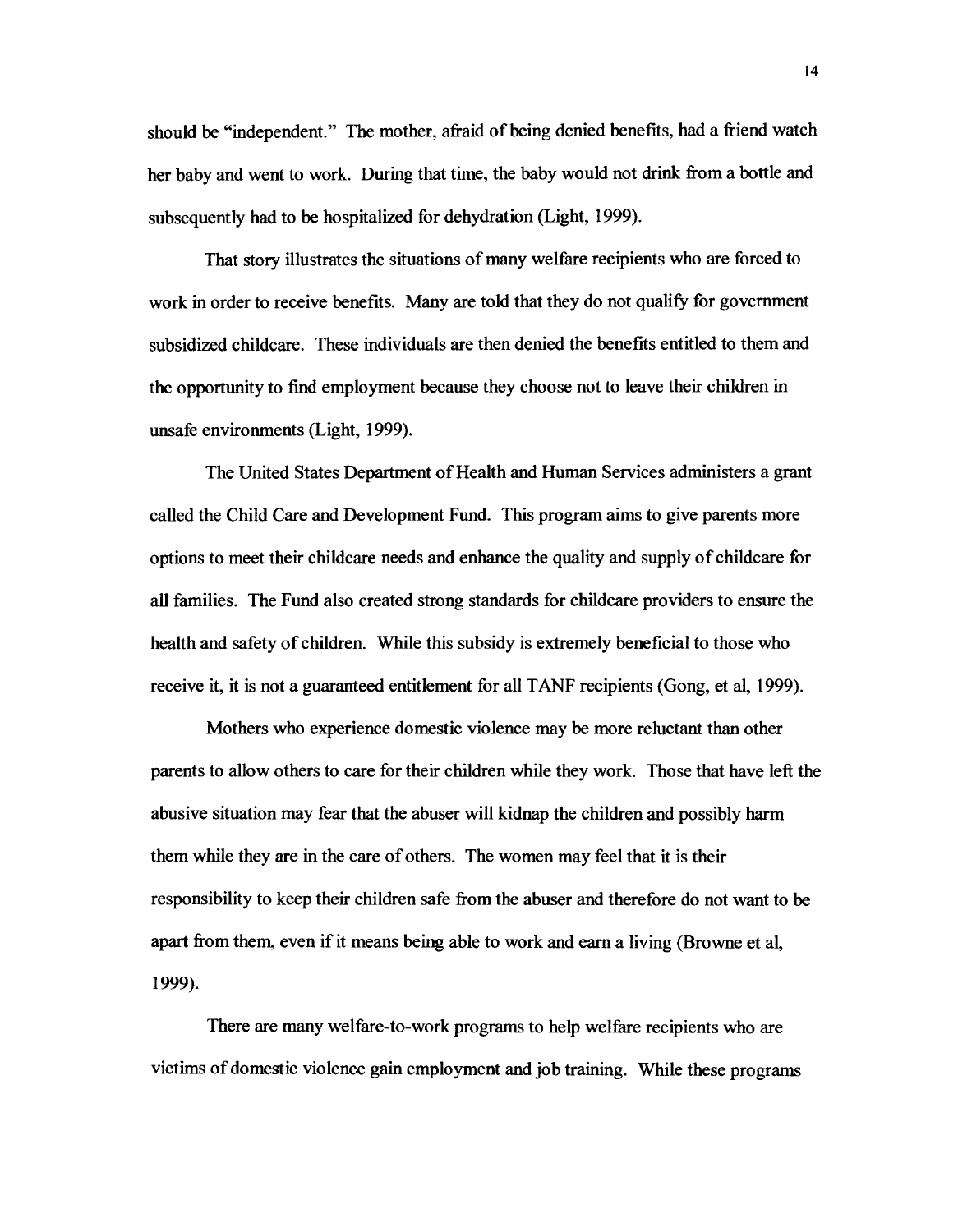should be "independent." The mother, afraid of being denied benefits, had a friend watch her baby and went to work. During that time, the baby would not drink from a bottle and subsequently had to be hospitalized for dehydration (Light, 1999).

That story illustrates the situations of many welfare recipients who are forced to work in order to receive benefits. Many are told that they do not qualify for government subsidized childcare. These individuals are then denied the benefits entitled to them and the opportunity to find employment because they choose not to leave their children in unsafe environments (Light, 1999).

The United States Department of Health and Human Services administers a grant called the Child Care and Development Fund. This program aims to give parents more options to meet their childcare needs and enhance the quality and supply of childcare for all families. The Fund also created strong standards for childcare providers to ensure the health and safety of children. While this subsidy is extremely beneficial to those who receive it, it is not a guaranteed entitlement for all TANF recipients (Gong, et al, 1999).

Mothers who experience domestic violence may be more reluctant than other parents to allow others to care for their children while they work. Those that have left the abusive situation may fear that the abuser will kidnap the children and possibly harm them while they are in the care of others. The women may feel that it is their responsibility to keep their children safe from the abuser and therefore do not want to be apart from them, even if it means being able to work and earn a living (Browne et al, 1999).

There are many welfare-to-work programs to help welfare recipients who are victims of domestic violence gain employment and job training. While these programs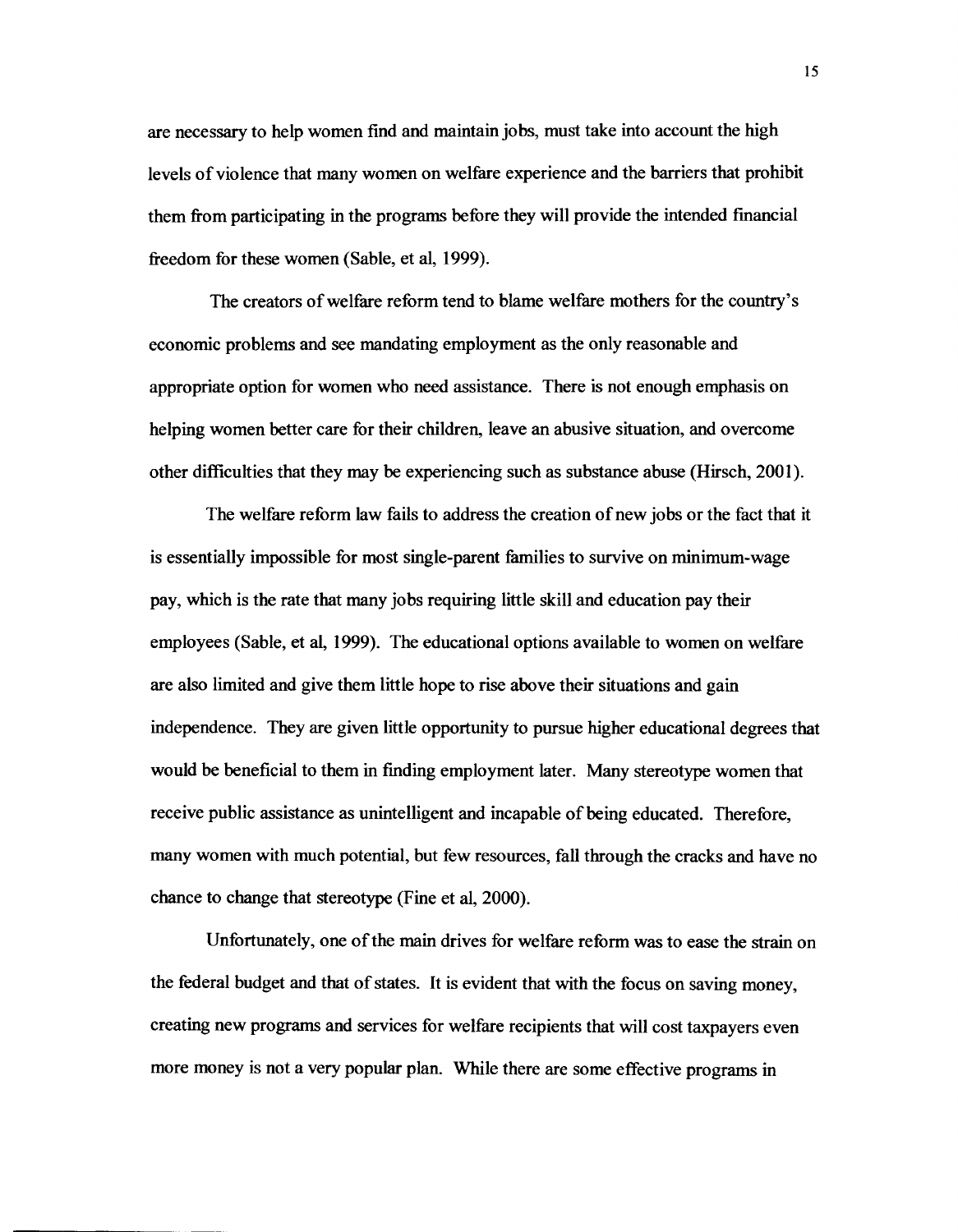are necessary to help women find and maintain jobs, must take into account the high levels of violence that many women on welfare experience and the barriers that prohibit them from participating in the programs before they will provide the intended financial freedom for these women (Sable, et al, 1999).

The creators of welfare reform tend to blame welfare mothers for the country's economic problems and see mandating employment as the only reasonable and appropriate option for women who need assistance. There is not enough emphasis on helping women better care for their children, leave an abusive situation, and overcome other difficulties that they may be experiencing such as substance abuse (Hirsch, 2001).

The welfare reform law fails to address the creation of new jobs or the fact that it is essentially impossible for most single-parent families to survive on minimum-wage pay, which is the rate that many jobs requiring little skill and education pay their employees (Sable, et al, 1999). The educational options available to women on welfare are also limited and give them little hope to rise above their situations and gain independence. They are given little opportunity to pursue higher educational degrees that would be beneficial to them in finding employment later. Many stereotype women that receive public assistance as unintelligent and incapable of being educated. Therefore, many women with much potential, but few resources, fall through the cracks and have no chance to change that stereotype (Fine et al, 2000).

Unfortunately, one of the main drives for welfare reform was to ease the strain on the federal budget and that of states. It is evident that with the focus on saving money, creating new programs and services for welfare recipients that will cost taxpayers even more money is not a very popular plan. While there are some effective programs in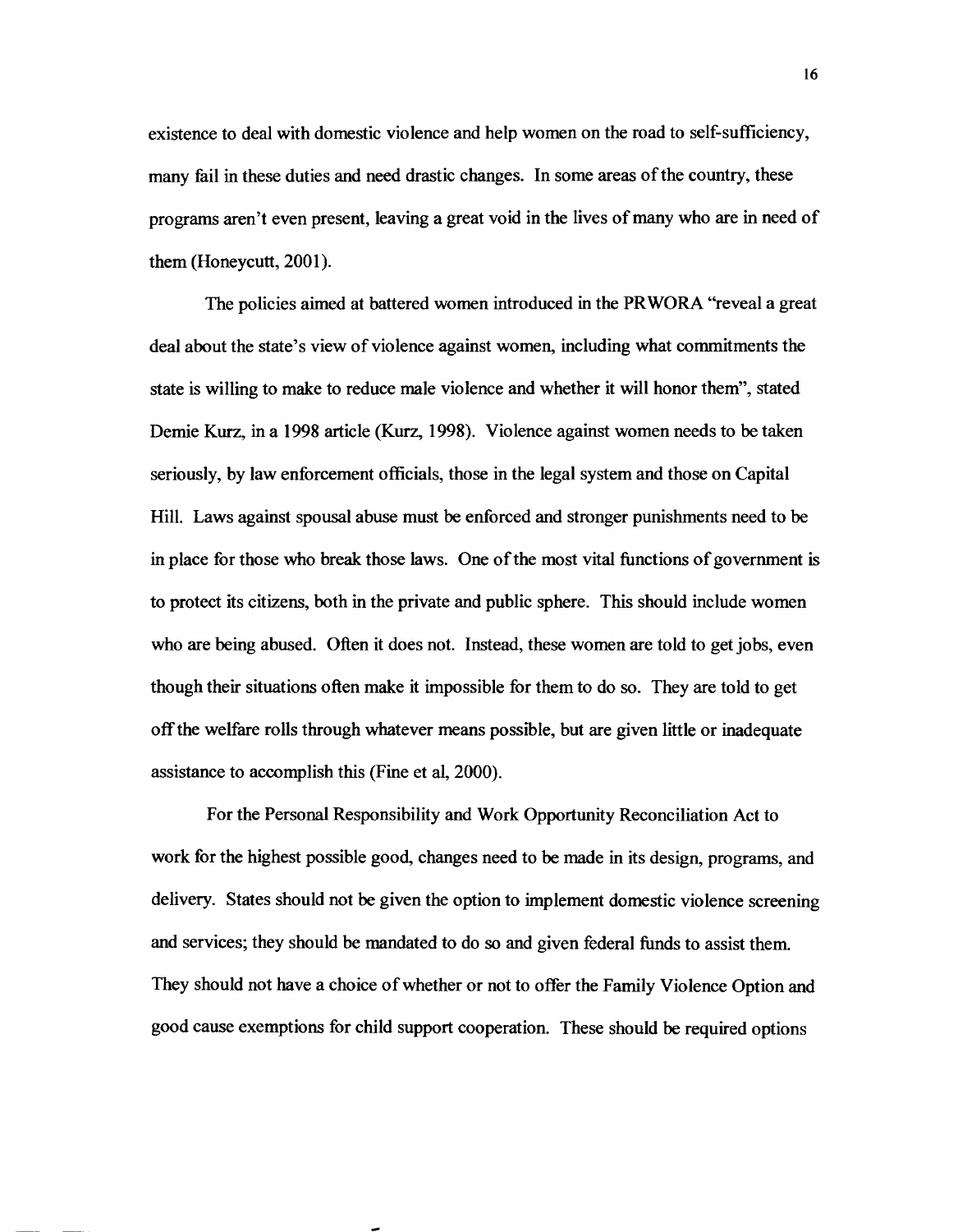existence to deal with domestic violence and help women on the road to self-sufficiency, many fail in these duties and need drastic changes. In some areas of the country, these programs aren't even present, leaving a great void in the lives of many who are in need of them (Honeycutt, 2001).

The policies aimed at battered women introduced in the PRWORA "reveal a great deal about the state's view of violence against women, including what commitments the state is willing to make to reduce male violence and whether it will honor them", stated Demie Kurz, in a 1998 article (Kurz, 1998). Violence against women needs to be taken seriously, by law enforcement officials, those in the legal system and those on Capital Hill. Laws against spousal abuse must be enforced and stronger punishments need to be in place for those who break those laws. One of the most vital functions of government is to protect its citizens, both in the private and public sphere. This should include women who are being abused. Often it does not. Instead, these women are told to get jobs, even though their situations often make it impossible for them to do so. They are told to get off the welfare rolls through whatever means possible, but are given little or inadequate assistance to accomplish this (Fine et al, 2000).

For the Personal Responsibility and Work Opportunity Reconciliation Act to work for the highest possible good, changes need to be made in its design, programs, and delivery. States should not be given the option to implement domestic violence screening and services; they should be mandated to do so and given federal funds to assist them. They should not have a choice of whether or not to offer the Family Violence Option and good cause exemptions for child support cooperation. These should be required options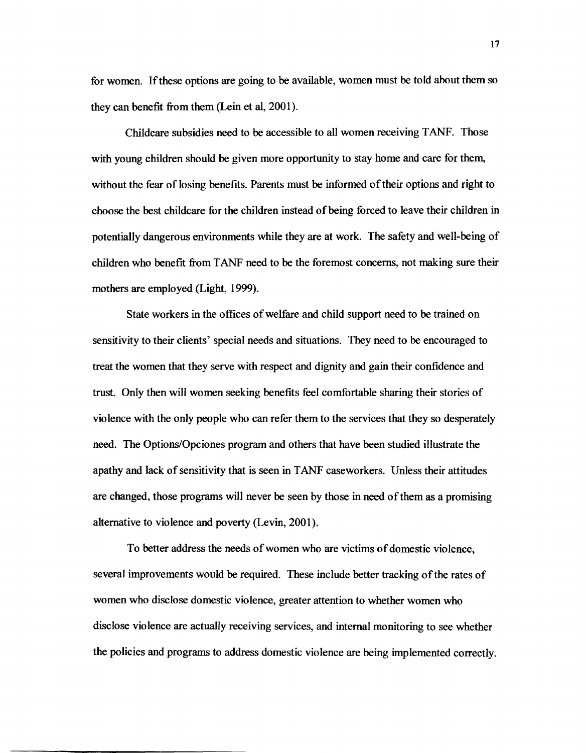for women. If these options are going to be available, women must be told about them so they can benefit from them (Lein et al, 2001).

Childcare subsidies need to be accessible to all women receiving TANF. Those with young children should be given more opportunity to stay home and care for them, without the fear of losing benefits. Parents must be informed of their options and right to choose the best childcare for the children instead of being forced to leave their children in potentially dangerous environments while they are at work. The safety and well-being of children who benefit from TANF need to be the foremost concerns, not making sure their mothers are employed (Light, 1999).

State workers in the offices of welfare and child support need to be trained on sensitivity to their clients' special needs and situations. They need to be encouraged to treat the women that they serve with respect and dignity and gain their confidence and trust. Only then will women seeking benefits feel comfortable sharing their stories of violence with the only people who can refer them to the services that they so desperately need. The Options/Opciones program and others that have been studied illustrate the apathy and lack of sensitivity that is seen in TANF caseworkers. Unless their attitudes are changed, those programs will never be seen by those in need of them as a promising alternative to violence and poverty (Levin, 2001).

To better address the needs of women who are victims of domestic violence, several improvements would be required. These include better tracking of the rates of women who disclose domestic violence, greater attention to whether women who disclose violence are actually receiving services, and internal monitoring to see whether the policies and programs to address domestic violence are being implemented correctly.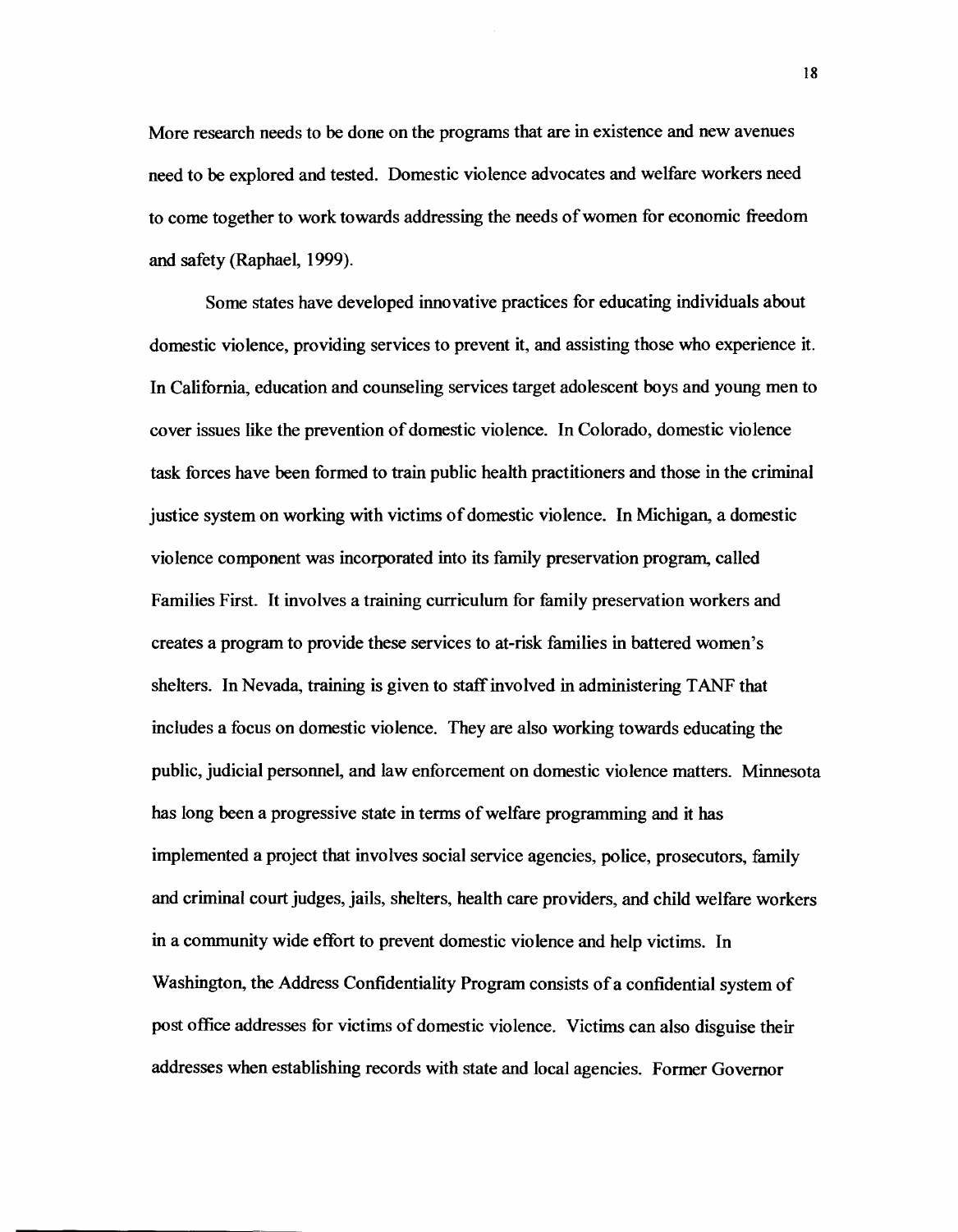More research needs to be done on the programs that are in existence and new avenues need to be explored and tested. Domestic violence advocates and welfare workers need to come together to work towards addressing the needs of women for economic freedom and safety (Raphael, 1999).

Some states have developed innovative practices for educating individuals about domestic violence, providing services to prevent it, and assisting those who experience it. In California, education and counseling services target adolescent boys and young men to cover issues like the prevention of domestic violence. In Colorado, domestic violence task forces have been formed to train public health practitioners and those in the criminal justice system on working with victims of domestic violence. In Michigan, a domestic violence component was incorporated into its family preservation program, called Families First. It involves a training curriculum for family preservation workers and creates a program to provide these services to at-risk families in battered women's shelters. In Nevada, training is given to staff involved in administering TANF that includes a focus on domestic violence. They are also working towards educating the public, judicial personnel, and law enforcement on domestic violence matters. Minnesota has long been a progressive state in terms of welfare programming and it has implemented a project that involves social service agencies, police, prosecutors, family and criminal court judges, jails, shelters, health care providers, and child welfare workers in a community wide effort to prevent domestic violence and help victims. In Washington, the Address Confidentiality Program consists of a confidential system of post office addresses for victims of domestic violence. Victims can also disguise their addresses when establishing records with state and local agencies. Former Governor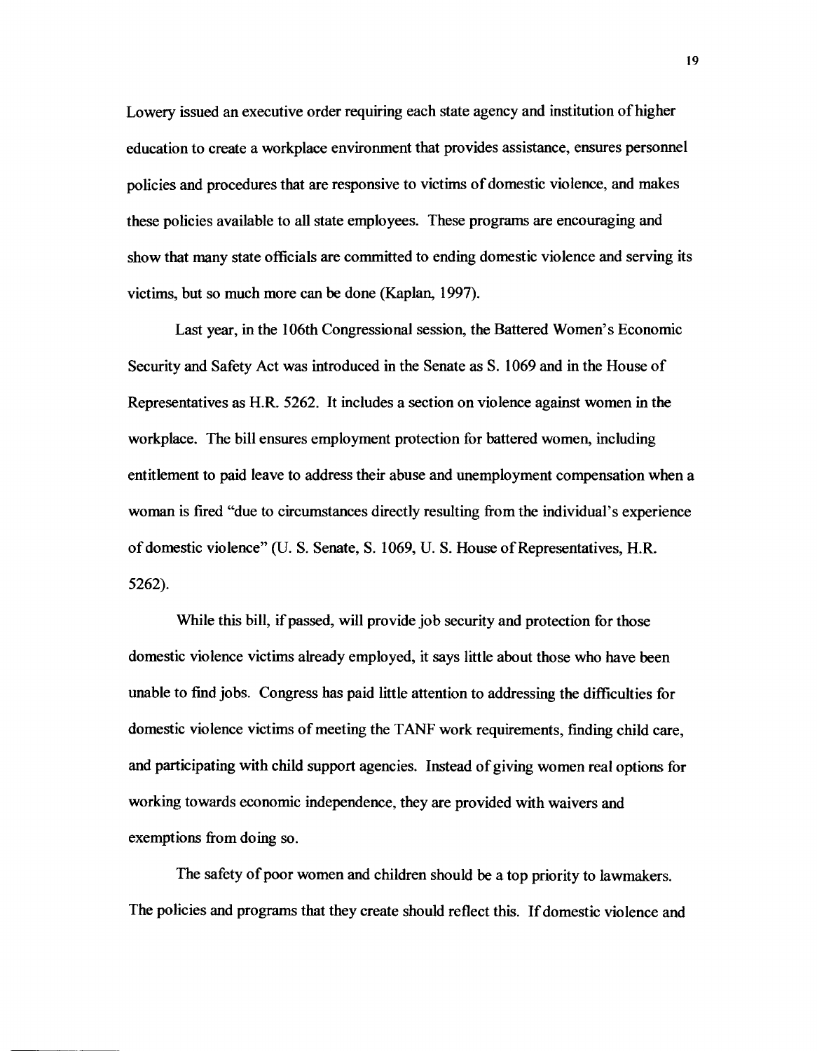Lowery issued an executive order requiring each state agency and institution of higher education to create a workplace environment that provides assistance, ensures personnel policies and procedures that are responsive to victims of domestic violence, and makes these policies available to all state employees. These programs are encouraging and show that many state officials are committed to ending domestic violence and serving its victims, but so much more can be done (Kaplan, 1997).

Last year, in the 106th Congressional session, the Battered Women's Economic Security and Safety Act was introduced in the Senate as S. 1069 and in the House of Representatives as H.R. 5262. It includes a section on violence against women in the workplace. The bill ensures employment protection for battered women, including entitlement to paid leave to address their abuse and unemployment compensation when a woman is fired "due to circumstances directly resulting from the individual's experience of domestic violence" (U. S. Senate, S. 1069, U. S. House of Representatives, H.R. 5262).

While this bill, if passed, will provide job security and protection for those domestic violence victims already employed, it says little about those who have been unable to find jobs. Congress has paid little attention to addressing the difficulties for domestic violence victims of meeting the TANF work requirements, finding child care, and participating with child support agencies. Instead of giving women real options for working towards economic independence, they are provided with waivers and exemptions from doing so.

The safety of poor women and children should be a top priority to lawmakers. The policies and programs that they create should reflect this. If domestic violence and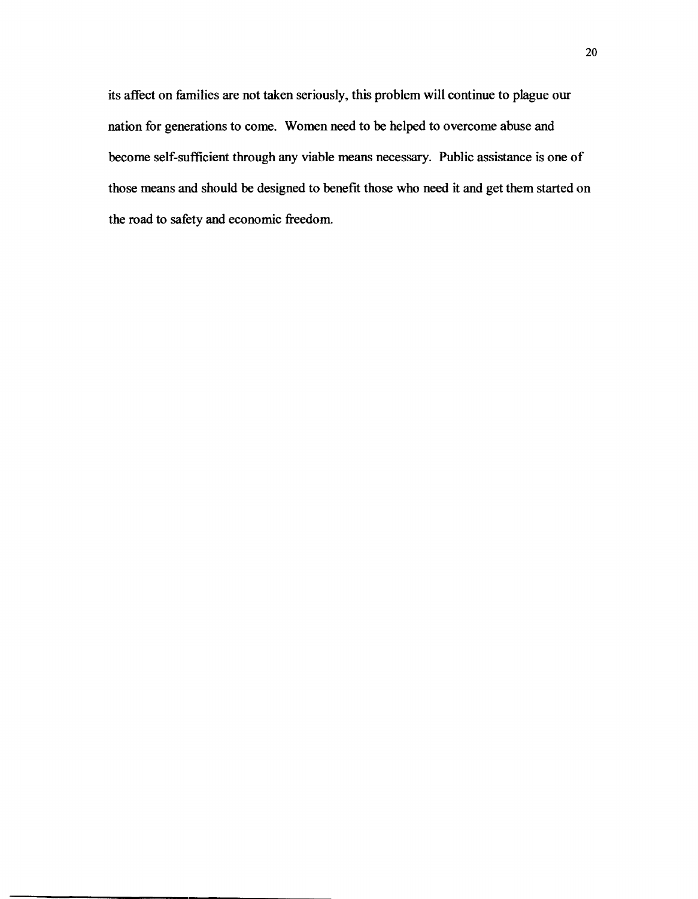its affect on families are not taken seriously, this problem will continue to plague our nation for generations to come. Women need to be helped to overcome abuse and become self-sufficient through any viable means necessary. Public assistance is one of those means and should be designed to benefit those who need it and get them started on the road to safety and economic freedom.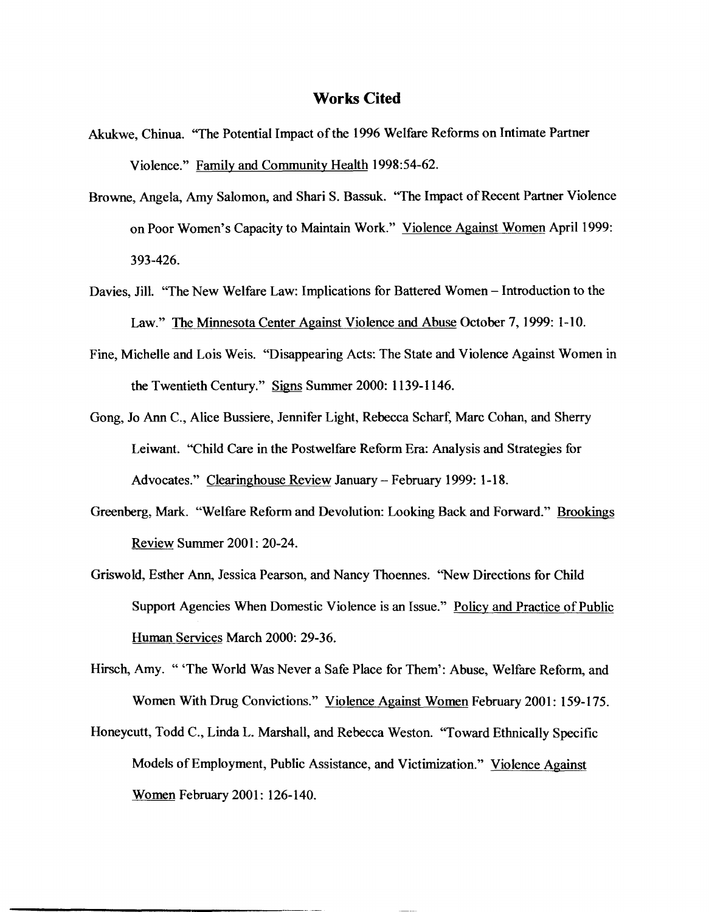## Works Cited

Akukwe, Chinua. "The Potential Impact of the 1996 Welfare Reforms on Intimate Partner Violence." Family and Community Health 1998:54-62.

Browne, Angela, Amy Salomon, and Shari S. Bassuk. "The Impact of Recent Partner Violence on Poor Women's Capacity to Maintain Work." Violence Against Women April 1999: 393-426.

Davies, Jill. "The New Welfare Law: Implications for Battered Women – Introduction to the Law." The Minnesota Center Against Violence and Abuse October 7, 1999: 1-10.

Fine, Michelle and Lois Weis. "Disappearing Acts: The State and Violence Against Women in the Twentieth Century." Signs Summer 2000: 1139-1146.

Gong, Jo Ann C., Alice Bussiere, Jennifer Light, Rebecca Scharf, Marc Cohan, and Sherry Leiwant. "Child Care in the Postwelfare Reform Era: Analysis and Strategies for Advocates." Clearinghouse Review January – February 1999: 1-18.

Greenberg, Mark. "Welfare Reform and Devolution: Looking Back and Forward." Brookings Review Summer 2001: 20-24.

Griswold, Esther Ann, Jessica Pearson, and Nancy Thoennes. "New Directions for Child Support Agencies When Domestic Violence is an Issue." Policy and Practice of Public Human Services March 2000: 29-36.

Hirsch, Amy. " 'The World Was Never a Safe Place for Them': Abuse, Welfare Reform, and Women With Drug Convictions." Violence Against Women February 2001: 159-175.

Honeycutt, Todd C., Linda L. Marshall, and Rebecca Weston. "Toward Ethnically Specific Models of Employment, Public Assistance, and Victimization." Violence Against Women February 2001: 126-140.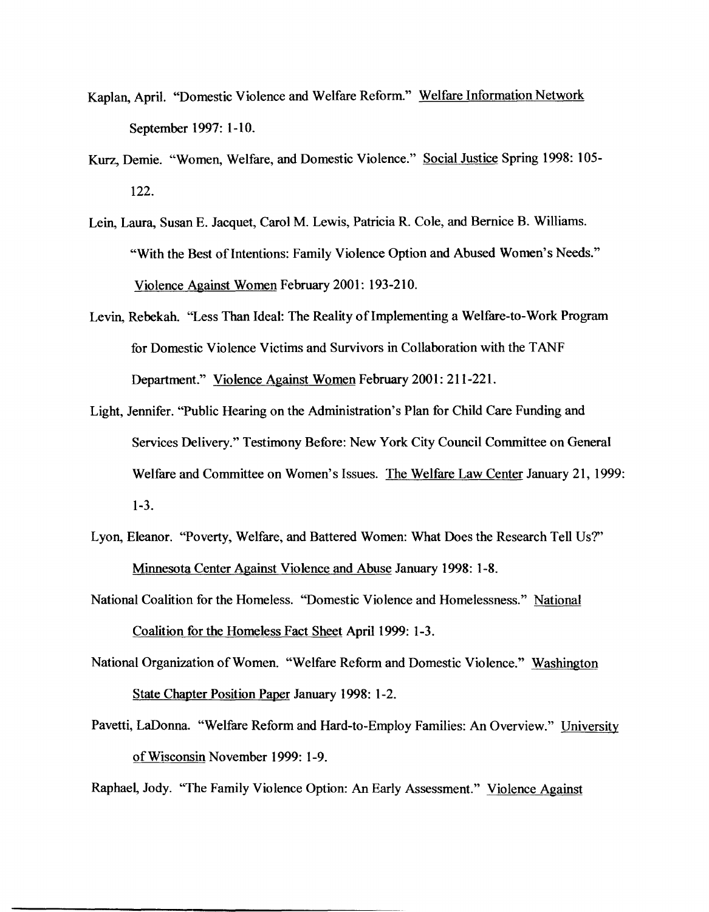Kaplan, April. "Domestic Violence and Welfare Reform." Welfare Information Network September 1997: 1-10.

Kurz, Demie. "Women, Welfare, and Domestic Violence." Social Justice Spring 1998: 105-122.

Lein, Laura, Susan E. Jacquet, Carol M. Lewis, Patricia R. Cole, and Bernice B. Williams. "With the Best of Intentions: Family Violence Option and Abused Women's Needs." Violence Against Women February 2001: 193-210.

Levin, Rebekah. "Less Than Ideal: The Reality of Implementing a Welfare-to-Work Program for Domestic Violence Victims and Survivors in Collaboration with the TANF Department." Violence Against Women February 2001: 211-221.

Light, Jennifer. "Public Hearing on the Administration's Plan for Child Care Funding and Services Delivery." Testimony Before: New York City Council Committee on General Welfare and Committee on Women's Issues. The Welfare Law Center January 21, 1999: 1-3.

Lyon, Eleanor. "Poverty, Welfare, and Battered Women: What Does the Research Tell Us?" Minnesota Center Against Violence and Abuse January 1998: 1-8.

National Coalition for the Homeless. "Domestic Violence and Homelessness." National Coalition for the Homeless Fact Sheet April 1999: 1-3.

National Organization of Women. "Welfare Reform and Domestic Violence." Washington State Chapter Position Paper January 1998: 1-2.

Pavetti, LaDonna. "Welfare Reform and Hard-to-Employ Families: An Overview." University of Wisconsin November 1999: 1-9.

Raphael, Jody. "The Family Violence Option: An Early Assessment." Violence Against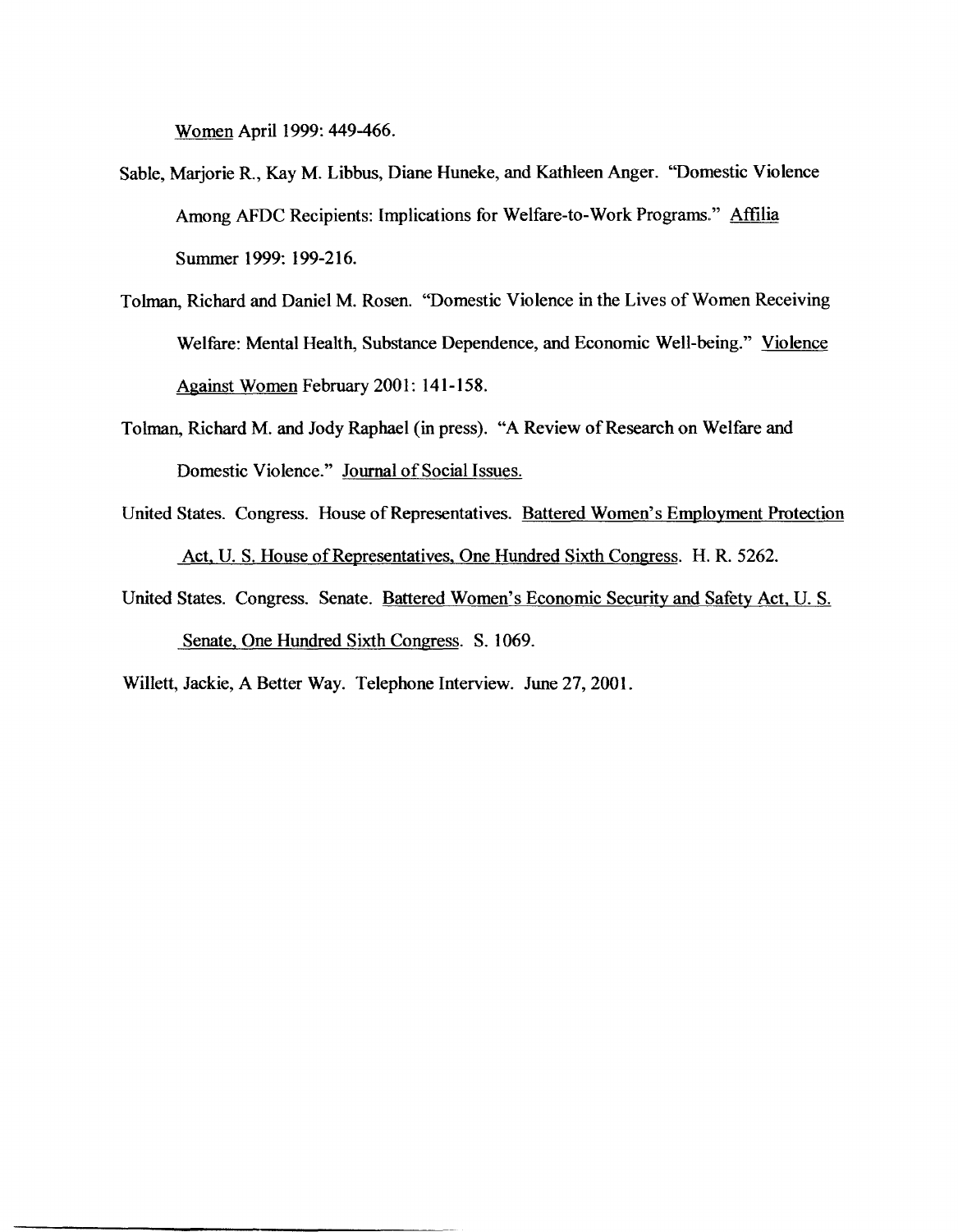Women April 1999: 449-466.

Sable, Marjorie R., Kay M. Libbus, Diane Huneke, and Kathleen Anger. "Domestic Violence Among AFDC Recipients: Implications for Welfare-to-Work Programs." Affilia Summer 1999: 199-216.

Tolman, Richard and Daniel M. Rosen. "Domestic Violence in the Lives of Women Receiving Welfare: Mental Health, Substance Dependence, and Economic Well-being." Violence Against Women February 2001: 141-158.

Tolman, Richard M. and Jody Raphael (in press). "A Review of Research on Welfare and Domestic Violence." Journal of Social Issues.

United States. Congress. House of Representatives. Battered Women's Employment Protection Act, U. S. House of Representatives, One Hundred Sixth Congress. H. R. 5262.

United States. Congress. Senate. Battered Women's Economic Security and Safety Act, U. S. Senate, One Hundred Sixth Congress. S. 1069.

Willett, Jackie, A Better Way. Telephone Interview. June 27, 2001.